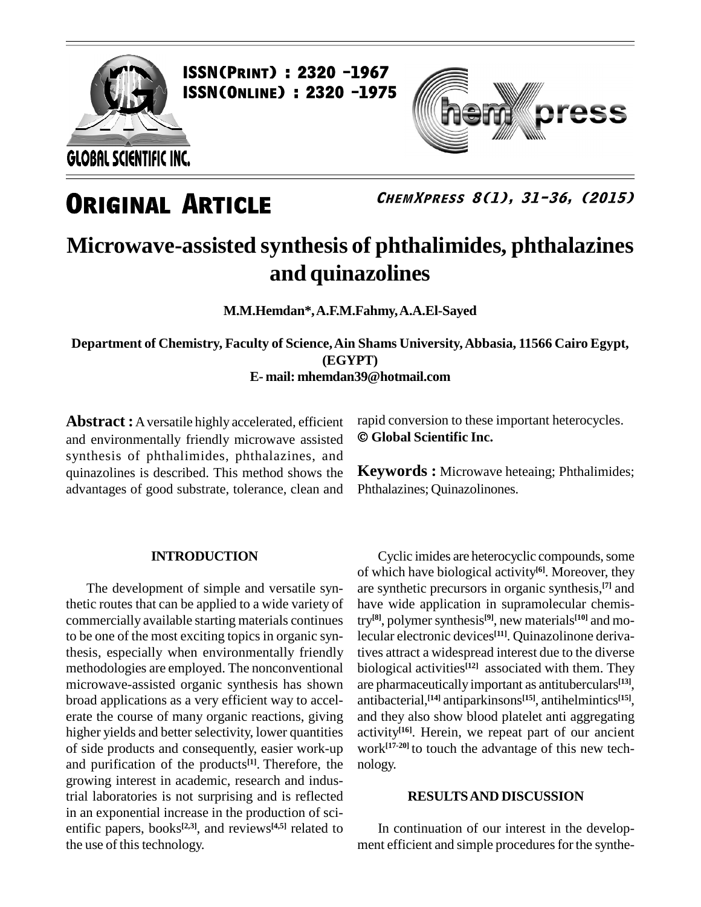ISSN(Print) : 2320 -1967
ISSN(Online) : 2320 -1975

# Original Article

# Microwave-assisted synthesis of phthalimides, phthalazines and quinazolines

**M.M.Hemdan\*, A.F.M.Fahmy, A.A.El-Sayed**

**Department of Chemistry, Faculty of Science, Ain Shams University, Abbasia, 11566 Cairo Egypt, (EGYPT)**
**E- mail: mhemdan39@hotmail.com**

**Abstract :** A versatile highly accelerated, efficient and environmentally friendly microwave assisted synthesis of phthalimides, phthalazines, and quinazolines is described. This method shows the advantages of good substrate, tolerance, clean and rapid conversion to these important heterocycles.
**© Global Scientific Inc.**

**Keywords :** Microwave heteaing; Phthalimides; Phthalazines; Quinazolinones.

## INTRODUCTION

The development of simple and versatile synthetic routes that can be applied to a wide variety of commercially available starting materials continues to be one of the most exciting topics in organic synthesis, especially when environmentally friendly methodologies are employed. The nonconventional microwave-assisted organic synthesis has shown broad applications as a very efficient way to accelerate the course of many organic reactions, giving higher yields and better selectivity, lower quantities of side products and consequently, easier work-up and purification of the products[1]. Therefore, the growing interest in academic, research and industrial laboratories is not surprising and is reflected in an exponential increase in the production of scientific papers, books[2,3], and reviews[4,5] related to the use of this technology.

Cyclic imides are heterocyclic compounds, some of which have biological activity[6]. Moreover, they are synthetic precursors in organic synthesis,[7] and have wide application in supramolecular chemistry[8], polymer synthesis[9], new materials[10] and molecular electronic devices[11]. Quinazolinone derivatives attract a widespread interest due to the diverse biological activities[12] associated with them. They are pharmaceutically important as antituberculars[13], antibacterial,[14] antiparkinsons[15], antihelmintics[15], and they also show blood platelet anti aggregating activity[16]. Herein, we repeat part of our ancient work[17-20] to touch the advantage of this new technology.

## RESULTS AND DISCUSSION

In continuation of our interest in the development efficient and simple procedures for the synthe-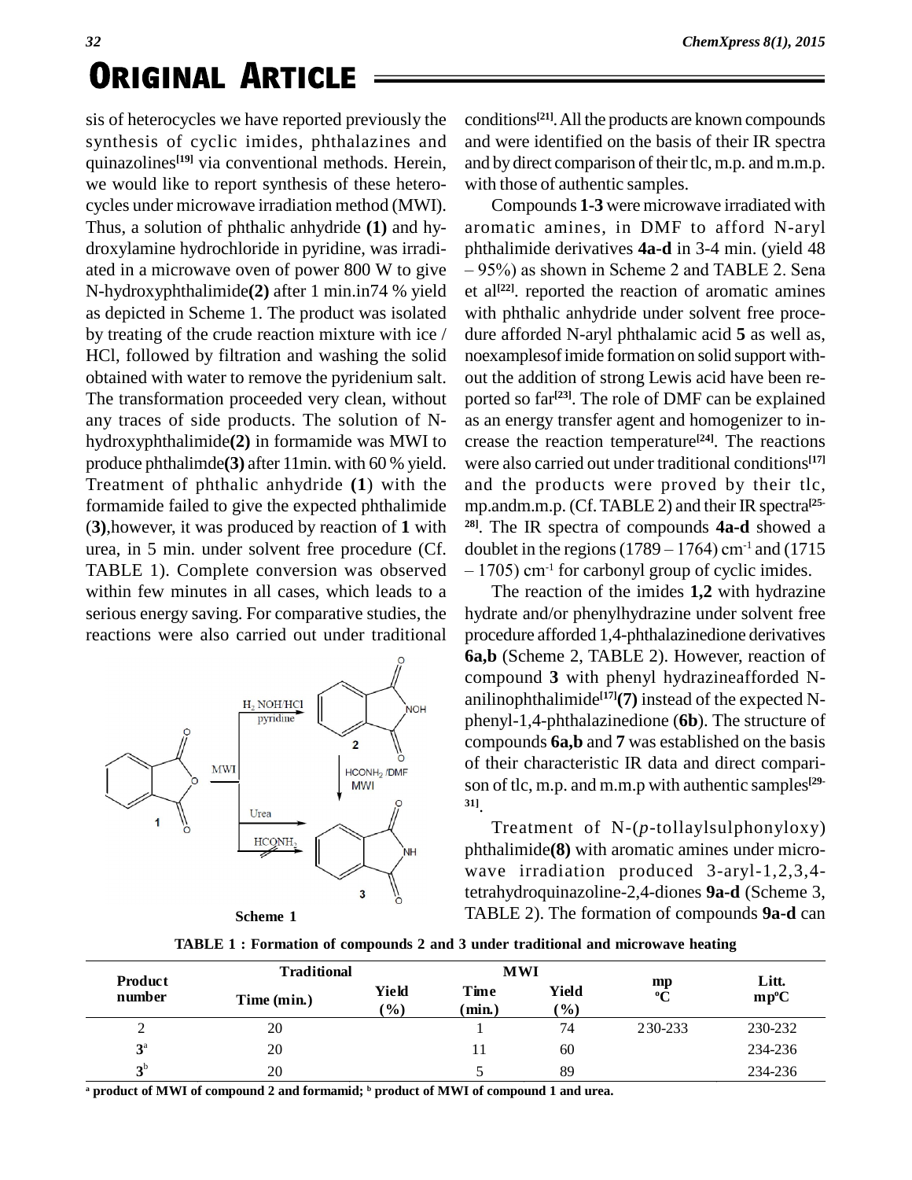sis of heterocycles we have reported previously the synthesis of cyclic imides, phthalazines and quinazolines[19] via conventional methods. Herein, we would like to report synthesis of these heterocycles under microwave irradiation method (MWI). Thus, a solution of phthalic anhydride **(1)** and hydroxylamine hydrochloride in pyridine, was irradiated in a microwave oven of power 800 W to give N-hydroxyphthalimide**(2)** after 1 min.in74 % yield as depicted in Scheme 1. The product was isolated by treating of the crude reaction mixture with ice / HCl, followed by filtration and washing the solid obtained with water to remove the pyridenium salt. The transformation proceeded very clean, without any traces of side products. The solution of N-hydroxyphthalimide**(2)** in formamide was MWI to produce phthalimde**(3)** after 11min. with 60 % yield. Treatment of phthalic anhydride (**1**) with the formamide failed to give the expected phthalimide (**3**),however, it was produced by reaction of **1** with urea, in 5 min. under solvent free procedure (Cf. TABLE 1). Complete conversion was observed within few minutes in all cases, which leads to a serious energy saving. For comparative studies, the reactions were also carried out under traditional conditions[21]. All the products are known compounds and were identified on the basis of their IR spectra and by direct comparison of their tlc, m.p. and m.m.p. with those of authentic samples.

Scheme 1

Compounds **1-3** were microwave irradiated with aromatic amines, in DMF to afford N-aryl phthalimide derivatives **4a-d** in 3-4 min. (yield 48 – 95%) as shown in Scheme 2 and TABLE 2. Sena et al[22]. reported the reaction of aromatic amines with phthalic anhydride under solvent free procedure afforded N-aryl phthalamic acid **5** as well as, noexamplesof imide formation on solid support without the addition of strong Lewis acid have been reported so far[23]. The role of DMF can be explained as an energy transfer agent and homogenizer to increase the reaction temperature[24]. The reactions were also carried out under traditional conditions[17] and the products were proved by their tlc, mp.andm.m.p. (Cf. TABLE 2) and their IR spectra[25-28]. The IR spectra of compounds **4a-d** showed a doublet in the regions (1789 – 1764) $cm^{-1}$ and (1715 – 1705) $cm^{-1}$ for carbonyl group of cyclic imides.

The reaction of the imides **1,2** with hydrazine hydrate and/or phenylhydrazine under solvent free procedure afforded 1,4-phthalazinedione derivatives **6a,b** (Scheme 2, TABLE 2). However, reaction of compound **3** with phenyl hydrazineafforded N-anilinophthalimide[17]**(7)** instead of the expected N-phenyl-1,4-phthalazinedione (**6b**). The structure of compounds **6a,b** and **7** was established on the basis of their characteristic IR data and direct comparison of tlc, m.p. and m.m.p with authentic samples[29-31].

Treatment of N-(*p*-tollaylsulphonyloxy) phthalimide**(8)** with aromatic amines under microwave irradiation produced 3-aryl-1,2,3,4-tetrahydroquinazoline-2,4-diones **9a-d** (Scheme 3, TABLE 2). The formation of compounds **9a-d** can

**TABLE 1 : Formation of compounds 2 and 3 under traditional and microwave heating**

| Product number | Traditional | | MWI | | mp °C | Litt. mp°C |
|---|---|---|---|---|---|---|
| | Time (min.) | Yield (%) | Time (min.) | Yield (%) | | |
| 2 | 20 | | 1 | 74 | 230-233 | 230-232 |
| 3[a] | 20 | | 11 | 60 | | 234-236 |
| 3[b] | 20 | | 5 | 89 | | 234-236 |

[a] product of MWI of compound 2 and formamid; [b] product of MWI of compound 1 and urea.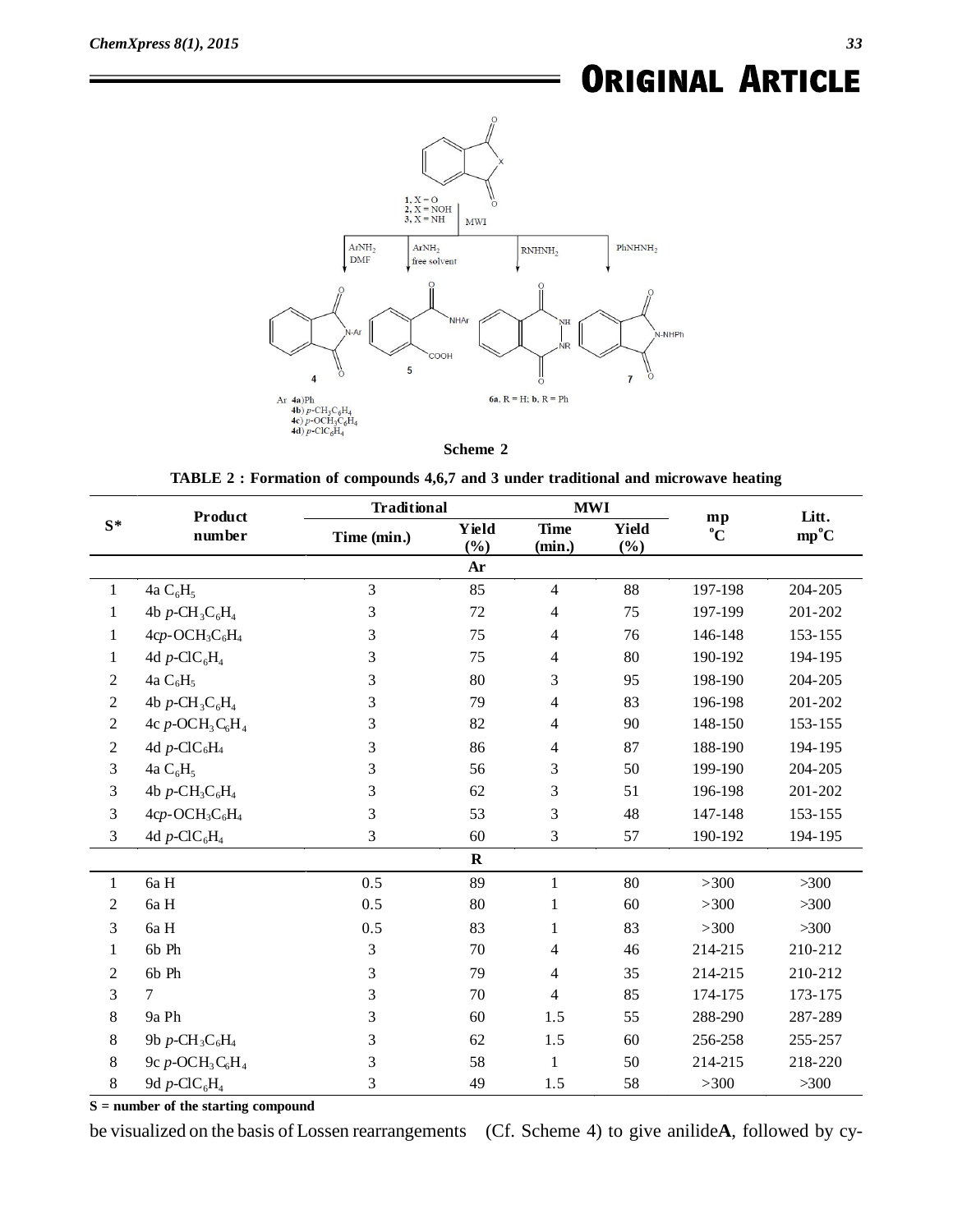## ORIGINAL ARTICLE

Scheme 2

**TABLE 2 : Formation of compounds 4,6,7 and 3 under traditional and microwave heating**

| S* | Product number | Traditional | | MWI | | mp °C | Litt. mp°C |
|---|---|---|---|---|---|---|---|
| | | Time (min.) | Yield (%) | Time (min.) | Yield (%) | | |
| | | | Ar | | | | |
| 1 | 4a $C_6H_5$ | 3 | 85 | 4 | 88 | 197-198 | 204-205 |
| 1 | 4b $p$-$CH_3C_6H_4$ | 3 | 72 | 4 | 75 | 197-199 | 201-202 |
| 1 | 4c$p$-$OCH_3C_6H_4$ | 3 | 75 | 4 | 76 | 146-148 | 153-155 |
| 1 | 4d $p$-$ClC_6H_4$ | 3 | 75 | 4 | 80 | 190-192 | 194-195 |
| 2 | 4a $C_6H_5$ | 3 | 80 | 3 | 95 | 198-190 | 204-205 |
| 2 | 4b $p$-$CH_3C_6H_4$ | 3 | 79 | 4 | 83 | 196-198 | 201-202 |
| 2 | 4c $p$-$OCH_3C_6H_4$ | 3 | 82 | 4 | 90 | 148-150 | 153-155 |
| 2 | 4d $p$-$ClC_6H_4$ | 3 | 86 | 4 | 87 | 188-190 | 194-195 |
| 3 | 4a $C_6H_5$ | 3 | 56 | 3 | 50 | 199-190 | 204-205 |
| 3 | 4b $p$-$CH_3C_6H_4$ | 3 | 62 | 3 | 51 | 196-198 | 201-202 |
| 3 | 4c$p$-$OCH_3C_6H_4$ | 3 | 53 | 3 | 48 | 147-148 | 153-155 |
| 3 | 4d $p$-$ClC_6H_4$ | 3 | 60 | 3 | 57 | 190-192 | 194-195 |
| | | | R | | | | |
| 1 | 6a H | 0.5 | 89 | 1 | 80 | >300 | >300 |
| 2 | 6a H | 0.5 | 80 | 1 | 60 | >300 | >300 |
| 3 | 6a H | 0.5 | 83 | 1 | 83 | >300 | >300 |
| 1 | 6b Ph | 3 | 70 | 4 | 46 | 214-215 | 210-212 |
| 2 | 6b Ph | 3 | 79 | 4 | 35 | 214-215 | 210-212 |
| 3 | 7 | 3 | 70 | 4 | 85 | 174-175 | 173-175 |
| 8 | 9a Ph | 3 | 60 | 1.5 | 55 | 288-290 | 287-289 |
| 8 | 9b $p$-$CH_3C_6H_4$ | 3 | 62 | 1.5 | 60 | 256-258 | 255-257 |
| 8 | 9c $p$-$OCH_3C_6H_4$ | 3 | 58 | 1 | 50 | 214-215 | 218-220 |
| 8 | 9d $p$-$ClC_6H_4$ | 3 | 49 | 1.5 | 58 | >300 | >300 |

**S = number of the starting compound**

be visualized on the basis of Lossen rearrangements (Cf. Scheme 4) to give anilide**A**, followed by cy-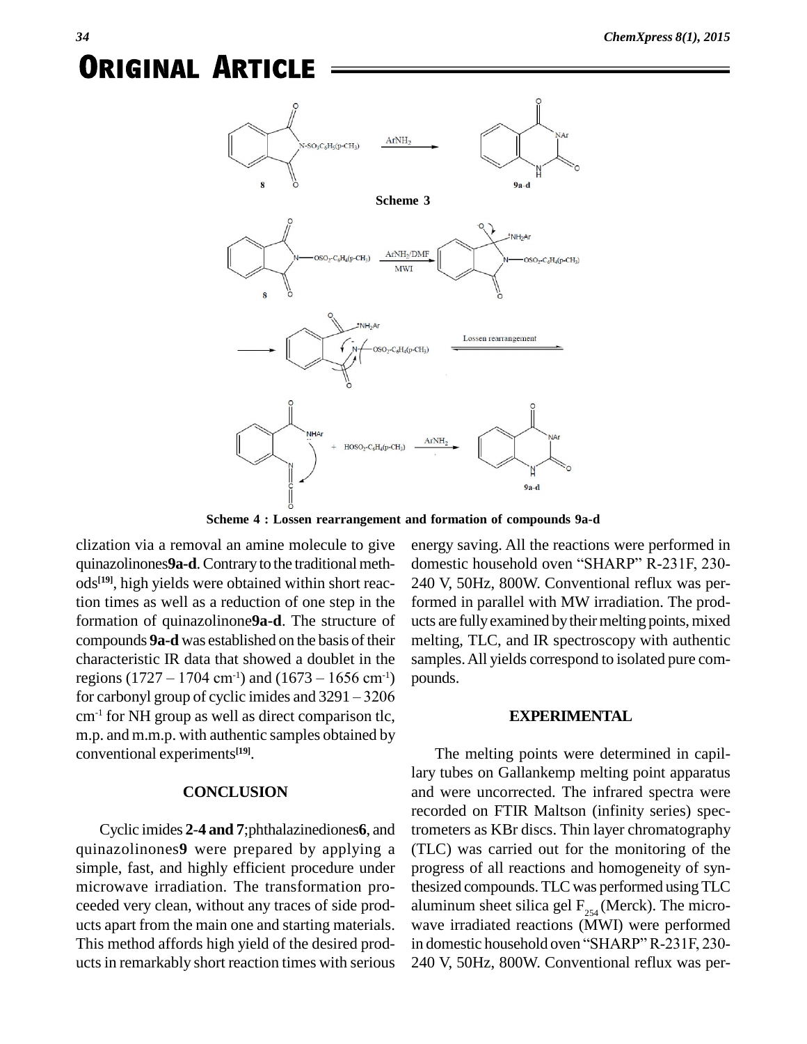Scheme 3

Scheme 4 : Lossen rearrangement and formation of compounds 9a-d

clization via a removal an amine molecule to give quinazolinones **9a-d**. Contrary to the traditional methods[19], high yields were obtained within short reaction times as well as a reduction of one step in the formation of quinazolinone **9a-d**. The structure of compounds **9a-d** was established on the basis of their characteristic IR data that showed a doublet in the regions (1727 – 1704 $cm^{-1}$) and (1673 – 1656 $cm^{-1}$) for carbonyl group of cyclic imides and 3291 – 3206 $cm^{-1}$ for NH group as well as direct comparison tlc, m.p. and m.m.p. with authentic samples obtained by conventional experiments[19].

## CONCLUSION

Cyclic imides **2-4 and 7**; phthalazinediones **6**, and quinazolinones **9** were prepared by applying a simple, fast, and highly efficient procedure under microwave irradiation. The transformation proceeded very clean, without any traces of side products apart from the main one and starting materials. This method affords high yield of the desired products in remarkably short reaction times with serious energy saving. All the reactions were performed in domestic household oven "SHARP" R-231F, 230-240 V, 50Hz, 800W. Conventional reflux was performed in parallel with MW irradiation. The products are fully examined by their melting points, mixed melting, TLC, and IR spectroscopy with authentic samples. All yields correspond to isolated pure compounds.

## EXPERIMENTAL

The melting points were determined in capillary tubes on Gallankemp melting point apparatus and were uncorrected. The infrared spectra were recorded on FTIR Maltson (infinity series) spectrometers as KBr discs. Thin layer chromatography (TLC) was carried out for the monitoring of the progress of all reactions and homogeneity of synthesized compounds. TLC was performed using TLC aluminum sheet silica gel $F_{254}$ (Merck). The microwave irradiated reactions (MWI) were performed in domestic household oven "SHARP" R-231F, 230-240 V, 50Hz, 800W. Conventional reflux was per-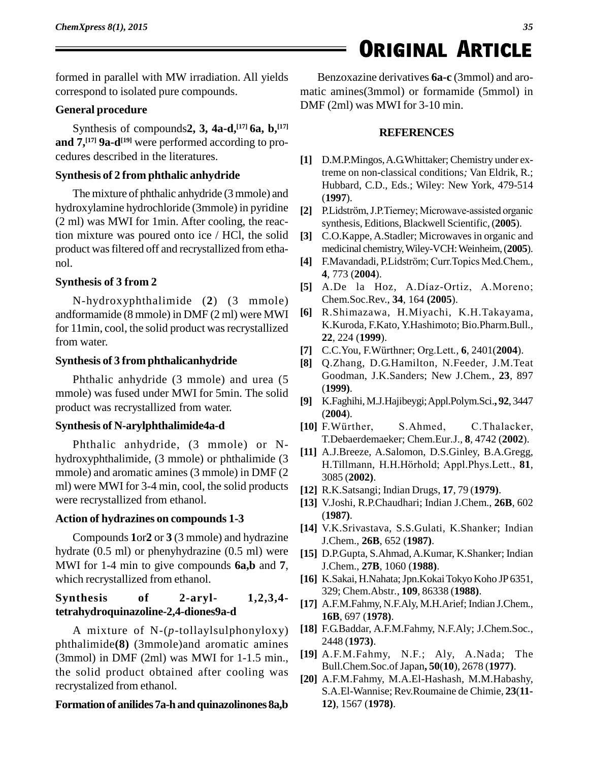formed in parallel with MW irradiation. All yields correspond to isolated pure compounds.

### General procedure

Synthesis of compounds**2, 3, 4a-d,**[17] **6a, b,**[17] **and 7,**[17] **9a-d**[19] were performed according to procedures described in the literatures.

### Synthesis of 2 from phthalic anhydride

The mixture of phthalic anhydride (3 mmole) and hydroxylamine hydrochloride (3mmole) in pyridine (2 ml) was MWI for 1min. After cooling, the reaction mixture was poured onto ice / HCl, the solid product was filtered off and recrystallized from ethanol.

### Synthesis of 3 from 2

N-hydroxyphthalimide (**2**) (3 mmole) andformamide (8 mmole) in DMF (2 ml) were MWI for 11min, cool, the solid product was recrystallized from water.

### Synthesis of 3 from phthalicanhydride

Phthalic anhydride (3 mmole) and urea (5 mmole) was fused under MWI for 5min. The solid product was recrystallized from water.

### Synthesis of N-arylphthalimide4a-d

Phthalic anhydride, (3 mmole) or N-hydroxyphthalimide, (3 mmole) or phthalimide (3 mmole) and aromatic amines (3 mmole) in DMF (2 ml) were MWI for 3-4 min, cool, the solid products were recrystallized from ethanol.

### Action of hydrazines on compounds 1-3

Compounds **1**or**2** or **3** (3 mmole) and hydrazine hydrate (0.5 ml) or phenyhydrazine (0.5 ml) were MWI for 1-4 min to give compounds **6a,b** and **7**, which recrystallized from ethanol.

### Synthesis of 2-aryl- 1,2,3,4-tetrahydroquinazoline-2,4-diones9a-d

A mixture of N-(*p*-tollaylsulphonyloxy) phthalimide**(8)** (3mmole)and aromatic amines (3mmol) in DMF (2ml) was MWI for 1-1.5 min., the solid product obtained after cooling was recrystalized from ethanol.

### Formation of anilides 7a-h and quinazolinones 8a,b

Benzoxazine derivatives **6a-c** (3mmol) and aromatic amines(3mmol) or formamide (5mmol) in DMF (2ml) was MWI for 3-10 min.

## REFERENCES

**[1]** D.M.P.Mingos, A.G.Whittaker; Chemistry under extreme on non-classical conditions*;* Van Eldrik, R.; Hubbard, C.D., Eds.; Wiley: New York, 479-514 (**1997**).

**[2]** P.Lidström, J.P.Tierney; Microwave-assisted organic synthesis, Editions, Blackwell Scientific, (**2005**).

**[3]** C.O.Kappe, A.Stadler; Microwaves in organic and medicinal chemistry, Wiley-VCH: Weinheim, (**2005**).

**[4]** F.Mavandadi, P.Lidström; Curr.Topics Med.Chem., **4**, 773 (**2004**).

**[5]** A.De la Hoz, A.Díaz-Ortiz, A.Moreno; Chem.Soc.Rev., **34**, 164 **(2005**).

**[6]** R.Shimazawa, H.Miyachi, K.H.Takayama, K.Kuroda, F.Kato, Y.Hashimoto; Bio.Pharm.Bull., **22**, 224 (**1999**).

**[7]** C.C.You, F.Würthner; Org.Lett., **6**, 2401(**2004**).

**[8]** Q.Zhang, D.G.Hamilton, N.Feeder, J.M.Teat Goodman, J.K.Sanders; New J.Chem., **23**, 897 (**1999)**.

**[9]** K.Faghihi, M.J.Hajibeygi; Appl.Polym.Sci.**, 92**, 3447 (**2004**).

**[10]** F.Würther, S.Ahmed, C.Thalacker, T.Debaerdemaeker; Chem.Eur.J., **8**, 4742 (**2002**).

**[11]** A.J.Breeze, A.Salomon, D.S.Ginley, B.A.Gregg, H.Tillmann, H.H.Hörhold; Appl.Phys.Lett., **81**, 3085 (**2002)**.

**[12]** R.K.Satsangi; Indian Drugs, **17**, 79 (**1979)**.

**[13]** V.Joshi, R.P.Chaudhari; Indian J.Chem., **26B**, 602 (**1987)**.

**[14]** V.K.Srivastava, S.S.Gulati, K.Shanker; Indian J.Chem., **26B**, 652 (**1987)**.

**[15]** D.P.Gupta, S.Ahmad, A.Kumar, K.Shanker; Indian J.Chem., **27B**, 1060 (**1988)**.

**[16]** K.Sakai, H.Nahata; Jpn.Kokai Tokyo Koho JP 6351, 329; Chem.Abstr., **109**, 86338 (**1988)**.

**[17]** A.F.M.Fahmy, N.F.Aly, M.H.Arief; Indian J.Chem., **16B**, 697 (**1978)**.

**[18]** F.G.Baddar, A.F.M.Fahmy, N.F.Aly; J.Chem.Soc., 2448 (**1973)**.

**[19]** A.F.M.Fahmy, N.F.; Aly, A.Nada; The Bull.Chem.Soc.of Japan**, 50**(**10**), 2678 (**1977)**.

**[20]** A.F.M.Fahmy, M.A.El-Hashash, M.M.Habashy, S.A.El-Wannise; Rev.Roumaine de Chimie, **23**(**11-12)**, 1567 (**1978)**.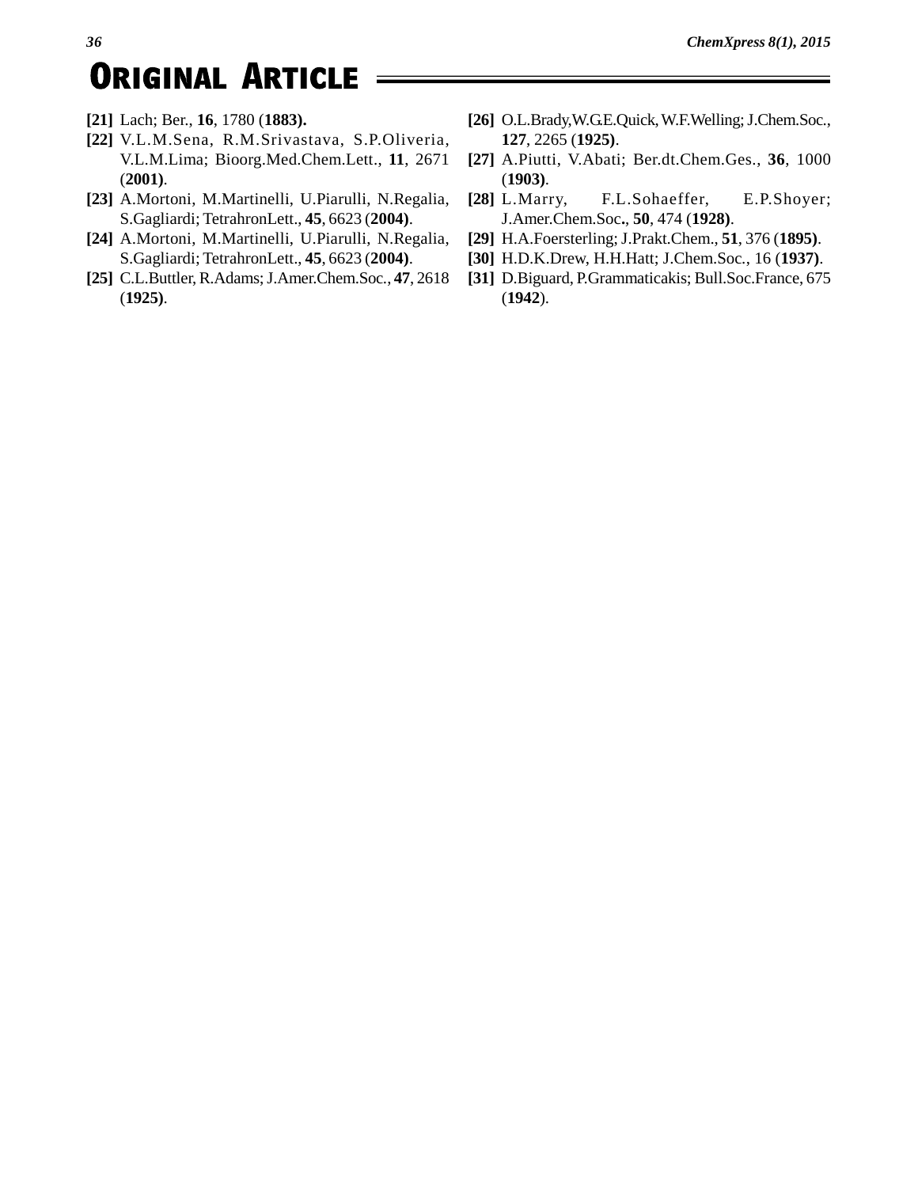[21] Lach; Ber., **16**, 1780 (**1883).**

[22] V.L.M.Sena, R.M.Srivastava, S.P.Oliveria, V.L.M.Lima; Bioorg.Med.Chem.Lett., **11**, 2671 (**2001)**.

[23] A.Mortoni, M.Martinelli, U.Piarulli, N.Regalia, S.Gagliardi; TetrahronLett., **45**, 6623 (**2004)**.

[24] A.Mortoni, M.Martinelli, U.Piarulli, N.Regalia, S.Gagliardi; TetrahronLett., **45**, 6623 (**2004)**.

[25] C.L.Buttler, R.Adams; J.Amer.Chem.Soc., **47**, 2618 (**1925)**.

[26] O.L.Brady,W.G.E.Quick, W.F.Welling; J.Chem.Soc., **127**, 2265 (**1925)**.

[27] A.Piutti, V.Abati; Ber.dt.Chem.Ges., **36**, 1000 (**1903)**.

[28] L.Marry, F.L.Sohaeffer, E.P.Shoyer; J.Amer.Chem.Soc**.**, **50**, 474 (**1928)**.

[29] H.A.Foersterling; J.Prakt.Chem., **51**, 376 (**1895)**.

[30] H.D.K.Drew, H.H.Hatt; J.Chem.Soc., 16 (**1937)**.

[31] D.Biguard, P.Grammaticakis; Bull.Soc.France, 675 (**1942**).